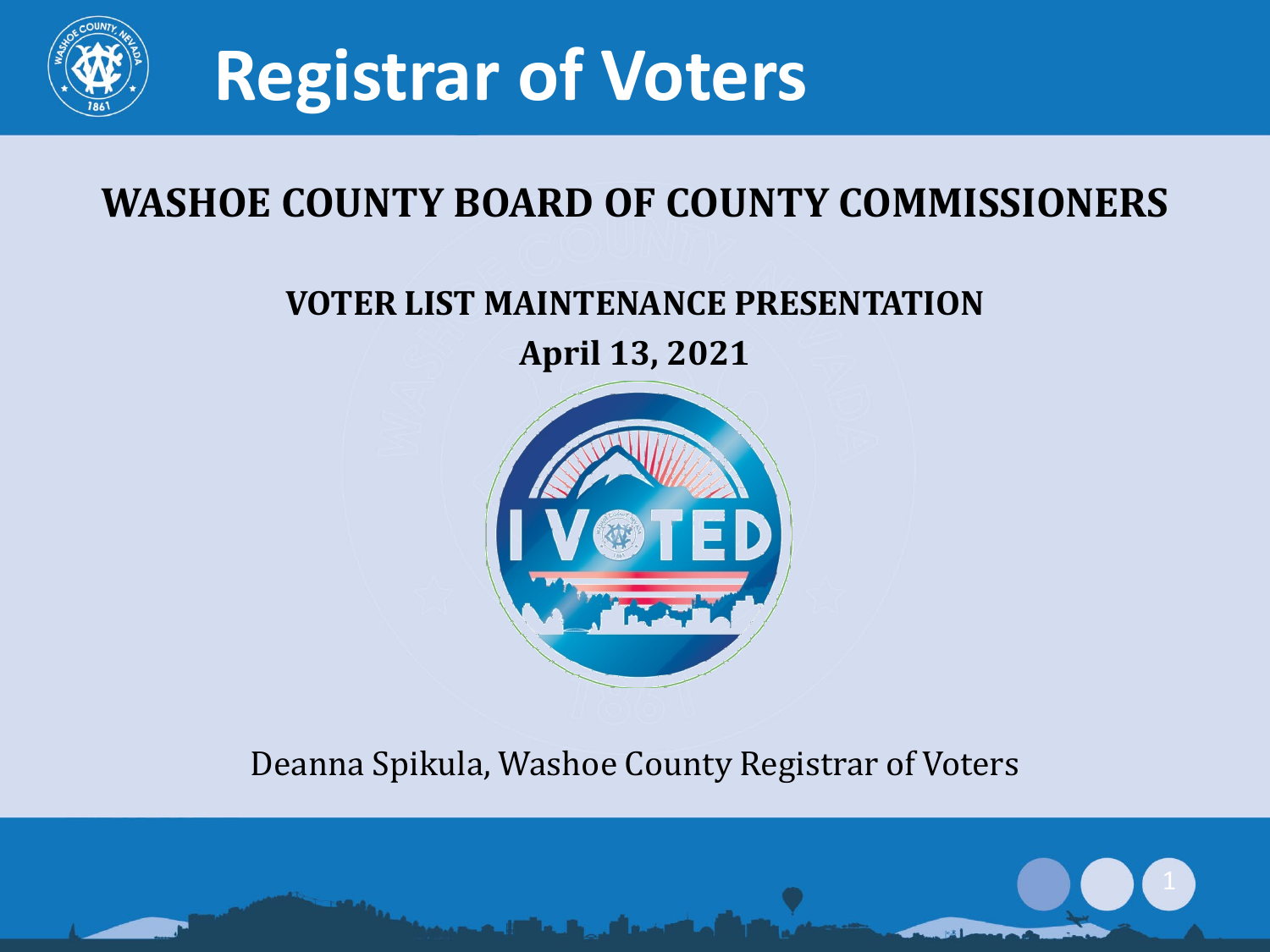# Registrar of Voters

## WASHOE COUNTY BOARD OF COUNTY COMMISSIONERS

### VOTER LIST MAINTENANCE PRESENTATION

**April 13, 2021**

Deanna Spikula, Washoe County Registrar of Voters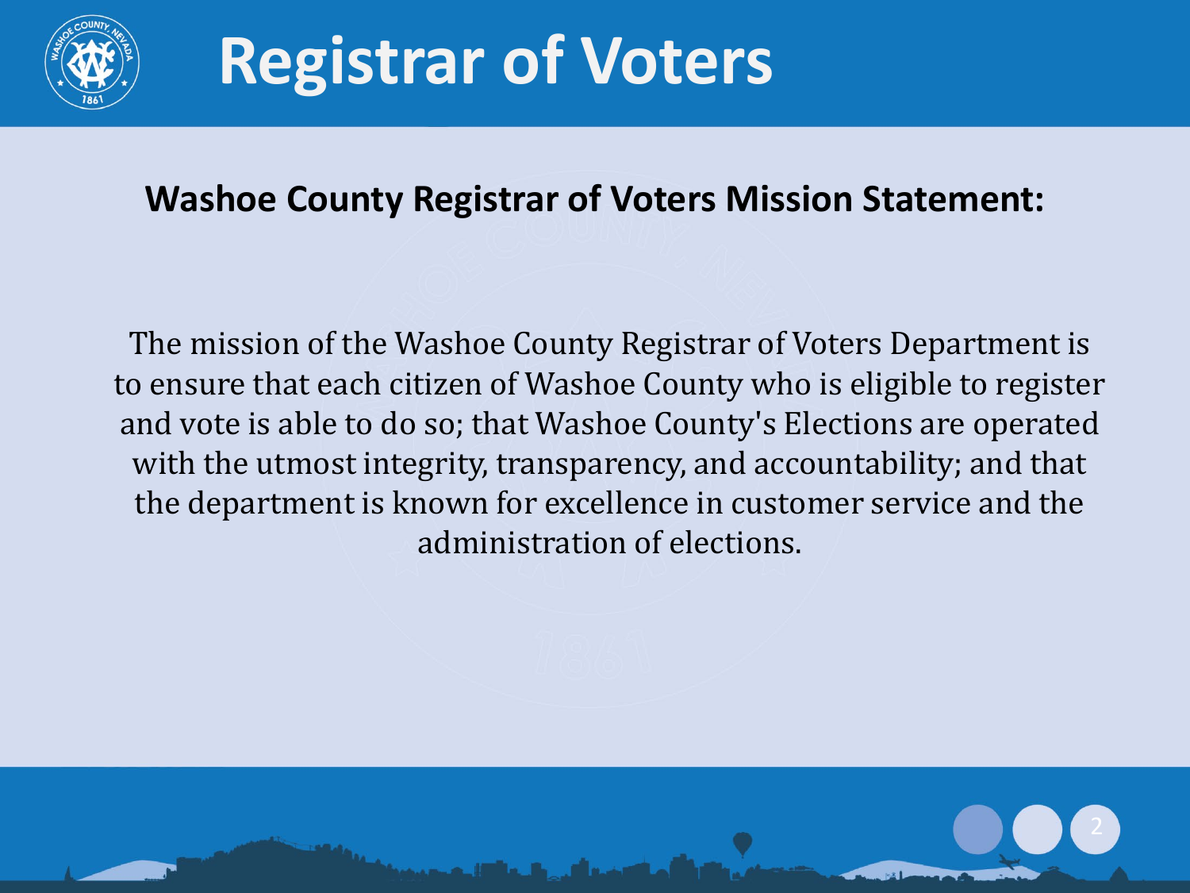# Registrar of Voters

**Washoe County Registrar of Voters Mission Statement:**

The mission of the Washoe County Registrar of Voters Department is to ensure that each citizen of Washoe County who is eligible to register and vote is able to do so; that Washoe County's Elections are operated with the utmost integrity, transparency, and accountability; and that the department is known for excellence in customer service and the administration of elections.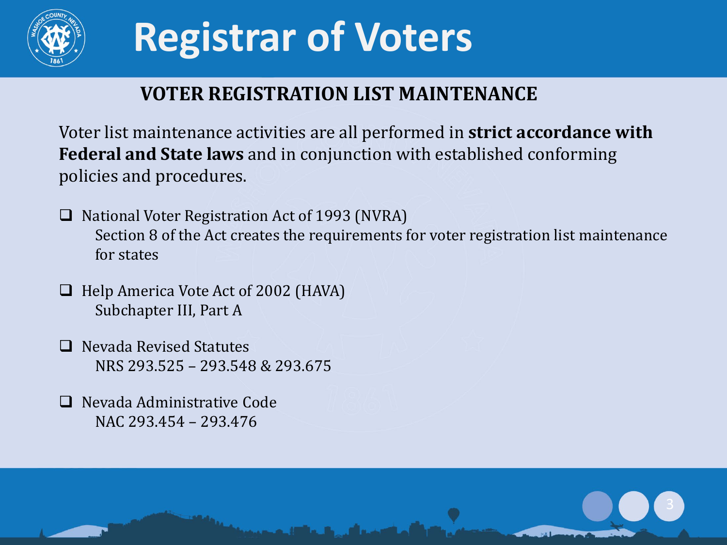# Registrar of Voters

## VOTER REGISTRATION LIST MAINTENANCE

Voter list maintenance activities are all performed in **strict accordance with Federal and State laws** and in conjunction with established conforming policies and procedures.

- National Voter Registration Act of 1993 (NVRA)
  Section 8 of the Act creates the requirements for voter registration list maintenance for states

- Help America Vote Act of 2002 (HAVA)
  Subchapter III, Part A

- Nevada Revised Statutes
  NRS 293.525 – 293.548 & 293.675

- Nevada Administrative Code
  NAC 293.454 – 293.476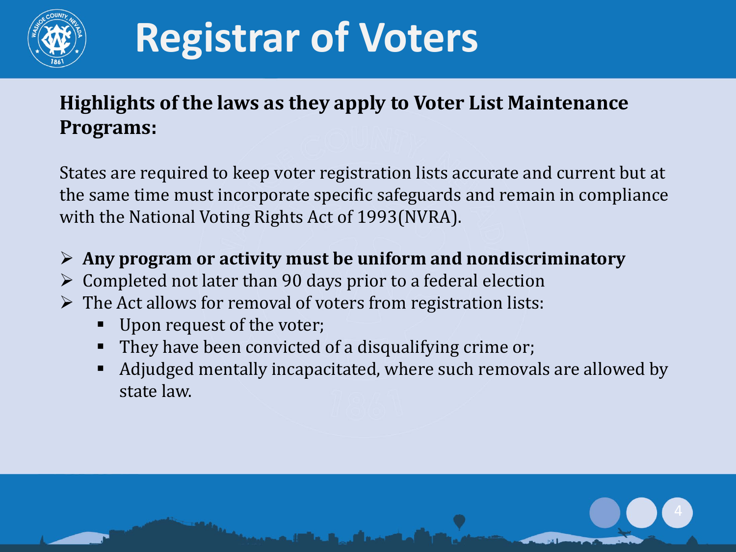# Registrar of Voters

**Highlights of the laws as they apply to Voter List Maintenance Programs:**

States are required to keep voter registration lists accurate and current but at the same time must incorporate specific safeguards and remain in compliance with the National Voting Rights Act of 1993(NVRA).

- **Any program or activity must be uniform and nondiscriminatory**
- Completed not later than 90 days prior to a federal election
- The Act allows for removal of voters from registration lists:
  - Upon request of the voter;
  - They have been convicted of a disqualifying crime or;
  - Adjudged mentally incapacitated, where such removals are allowed by state law.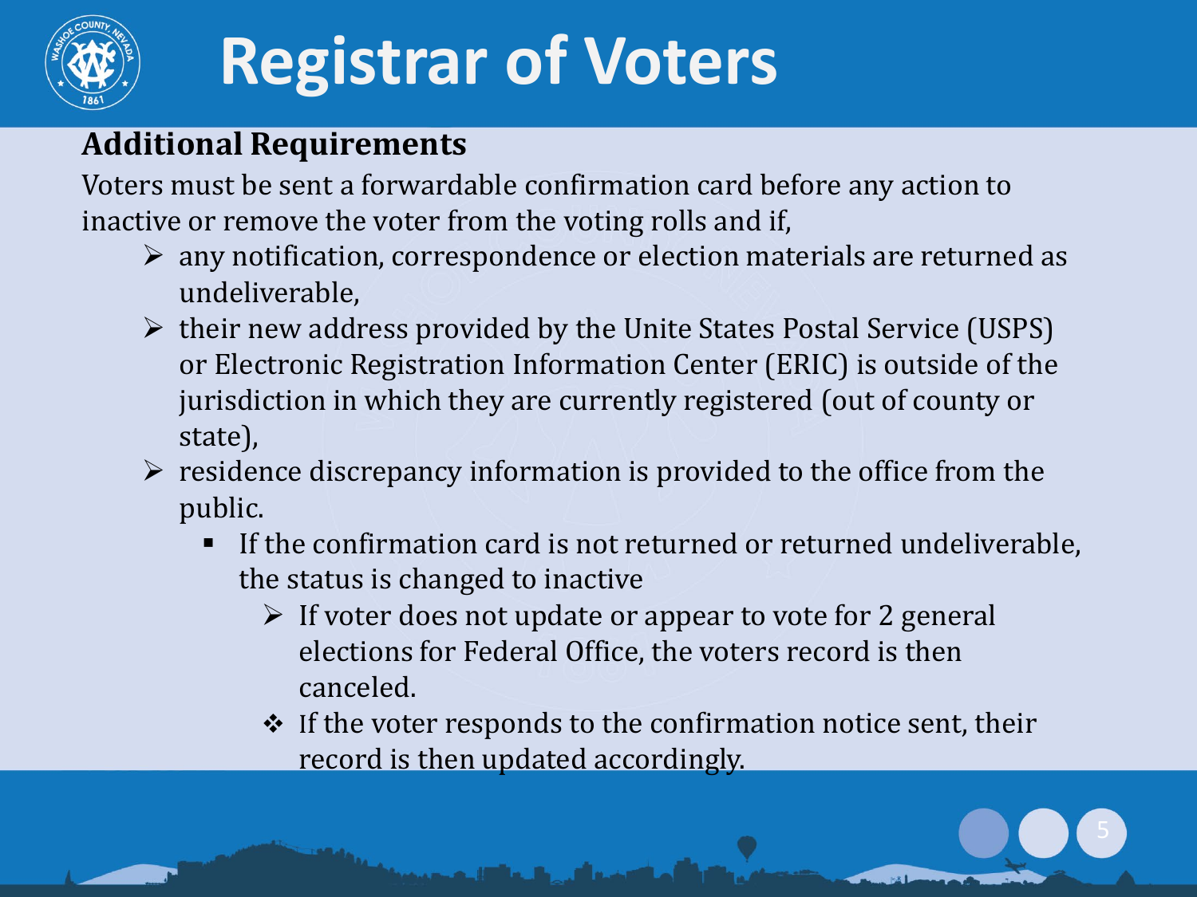# Registrar of Voters

**Additional Requirements**

Voters must be sent a forwardable confirmation card before any action to inactive or remove the voter from the voting rolls and if,

- any notification, correspondence or election materials are returned as undeliverable,
- their new address provided by the Unite States Postal Service (USPS) or Electronic Registration Information Center (ERIC) is outside of the jurisdiction in which they are currently registered (out of county or state),
- residence discrepancy information is provided to the office from the public.
  - If the confirmation card is not returned or returned undeliverable, the status is changed to inactive
    - If voter does not update or appear to vote for 2 general elections for Federal Office, the voters record is then canceled.
    - If the voter responds to the confirmation notice sent, their record is then updated accordingly.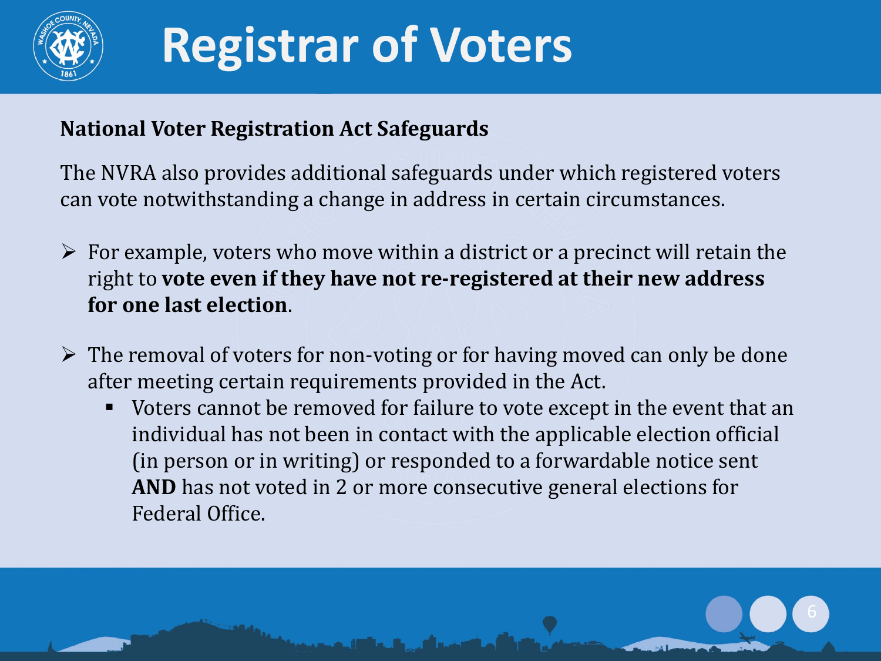# Registrar of Voters

**National Voter Registration Act Safeguards**

The NVRA also provides additional safeguards under which registered voters can vote notwithstanding a change in address in certain circumstances.

- For example, voters who move within a district or a precinct will retain the right to **vote even if they have not re-registered at their new address for one last election**.
- The removal of voters for non-voting or for having moved can only be done after meeting certain requirements provided in the Act.
  - Voters cannot be removed for failure to vote except in the event that an individual has not been in contact with the applicable election official (in person or in writing) or responded to a forwardable notice sent **AND** has not voted in 2 or more consecutive general elections for Federal Office.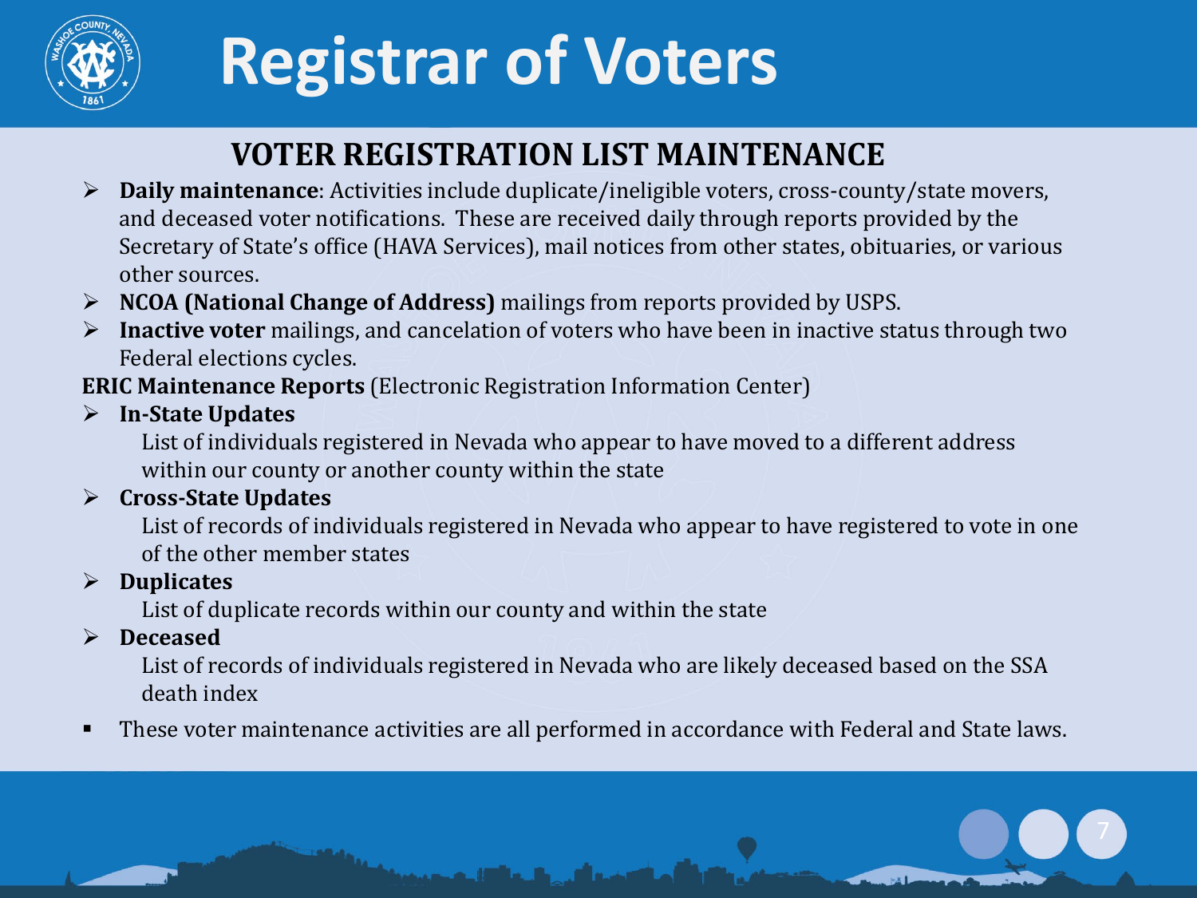# Registrar of Voters

## VOTER REGISTRATION LIST MAINTENANCE

- **Daily maintenance**: Activities include duplicate/ineligible voters, cross-county/state movers, and deceased voter notifications. These are received daily through reports provided by the Secretary of State's office (HAVA Services), mail notices from other states, obituaries, or various other sources.
- **NCOA (National Change of Address)** mailings from reports provided by USPS.
- **Inactive voter** mailings, and cancelation of voters who have been in inactive status through two Federal elections cycles.

**ERIC Maintenance Reports** (Electronic Registration Information Center)

- **In-State Updates**

  List of individuals registered in Nevada who appear to have moved to a different address within our county or another county within the state
- **Cross-State Updates**

  List of records of individuals registered in Nevada who appear to have registered to vote in one of the other member states
- **Duplicates**

  List of duplicate records within our county and within the state
- **Deceased**

  List of records of individuals registered in Nevada who are likely deceased based on the SSA death index

- These voter maintenance activities are all performed in accordance with Federal and State laws.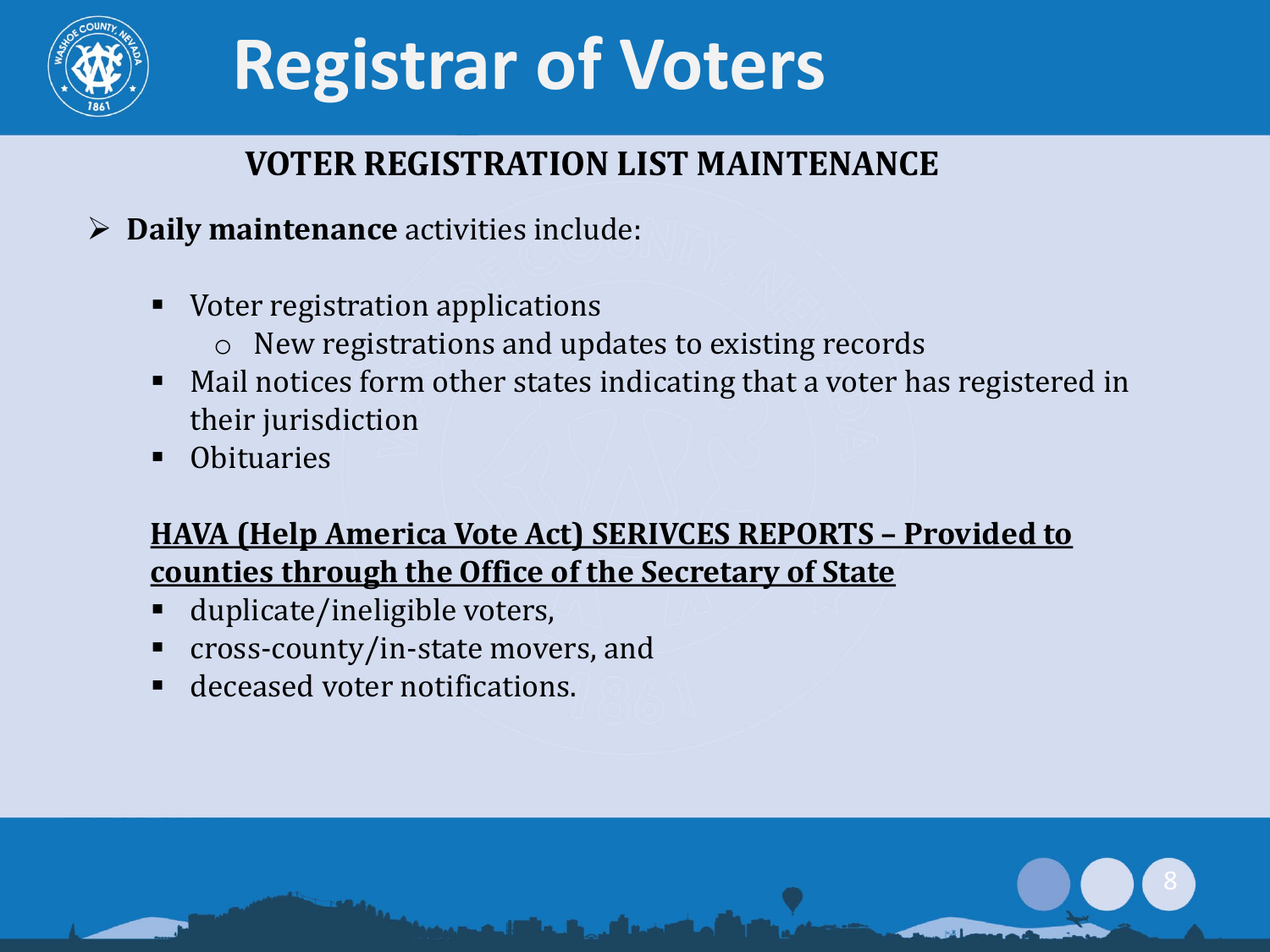# Registrar of Voters

## VOTER REGISTRATION LIST MAINTENANCE

- **Daily maintenance** activities include:
  - Voter registration applications
    - New registrations and updates to existing records
  - Mail notices form other states indicating that a voter has registered in their jurisdiction
  - Obituaries

**HAVA (Help America Vote Act) SERIVCES REPORTS – Provided to counties through the Office of the Secretary of State**

- duplicate/ineligible voters,
- cross-county/in-state movers, and
- deceased voter notifications.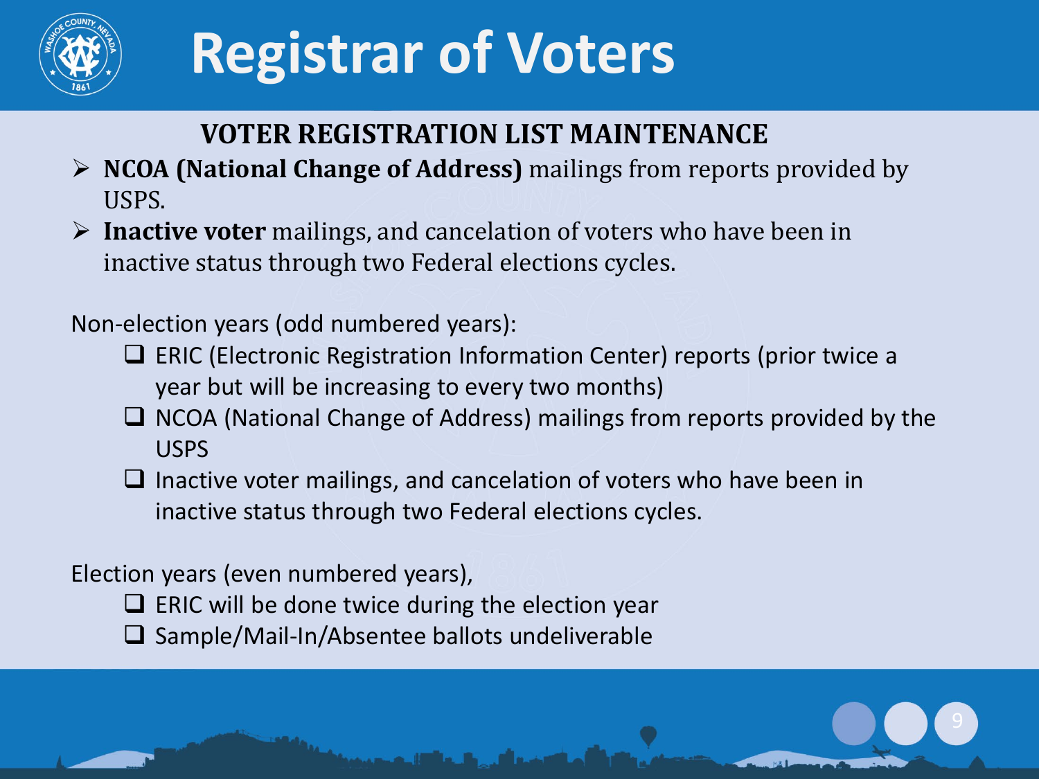# Registrar of Voters

## VOTER REGISTRATION LIST MAINTENANCE

- **NCOA (National Change of Address)** mailings from reports provided by USPS.
- **Inactive voter** mailings, and cancelation of voters who have been in inactive status through two Federal elections cycles.

Non-election years (odd numbered years):

- ERIC (Electronic Registration Information Center) reports (prior twice a year but will be increasing to every two months)
- NCOA (National Change of Address) mailings from reports provided by the USPS
- Inactive voter mailings, and cancelation of voters who have been in inactive status through two Federal elections cycles.

Election years (even numbered years),

- ERIC will be done twice during the election year
- Sample/Mail-In/Absentee ballots undeliverable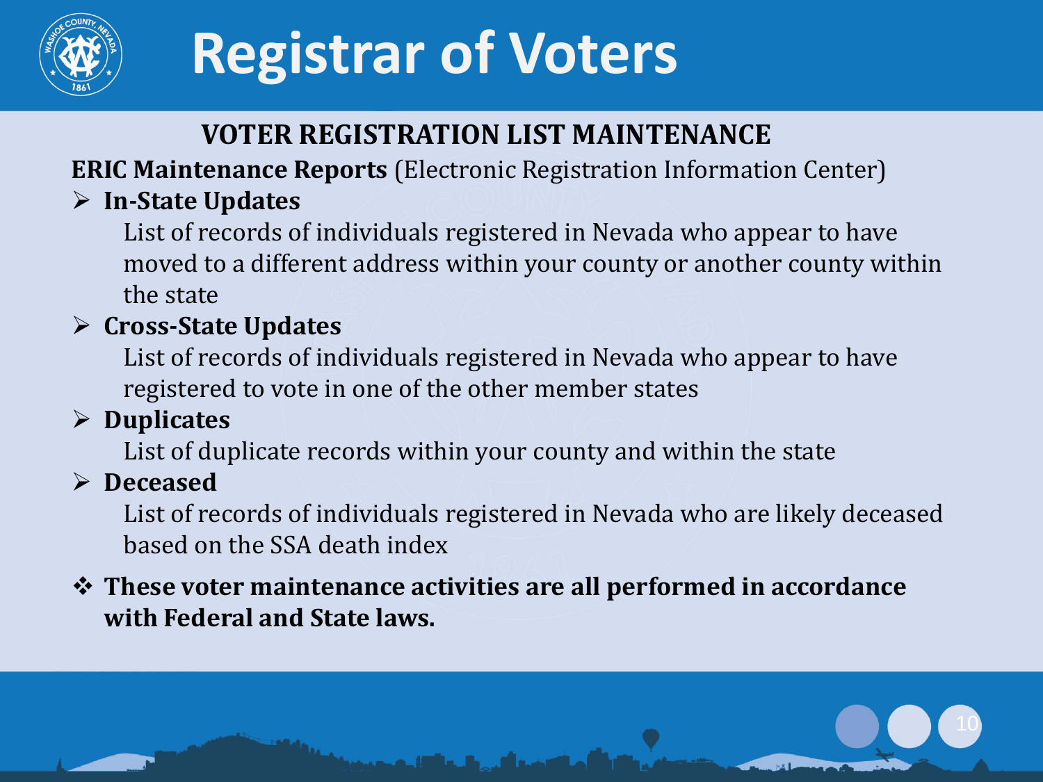# Registrar of Voters

## VOTER REGISTRATION LIST MAINTENANCE

**ERIC Maintenance Reports** (Electronic Registration Information Center)

- **In-State Updates**

  List of records of individuals registered in Nevada who appear to have moved to a different address within your county or another county within the state

- **Cross-State Updates**

  List of records of individuals registered in Nevada who appear to have registered to vote in one of the other member states

- **Duplicates**

  List of duplicate records within your county and within the state

- **Deceased**

  List of records of individuals registered in Nevada who are likely deceased based on the SSA death index

❖ **These voter maintenance activities are all performed in accordance with Federal and State laws.**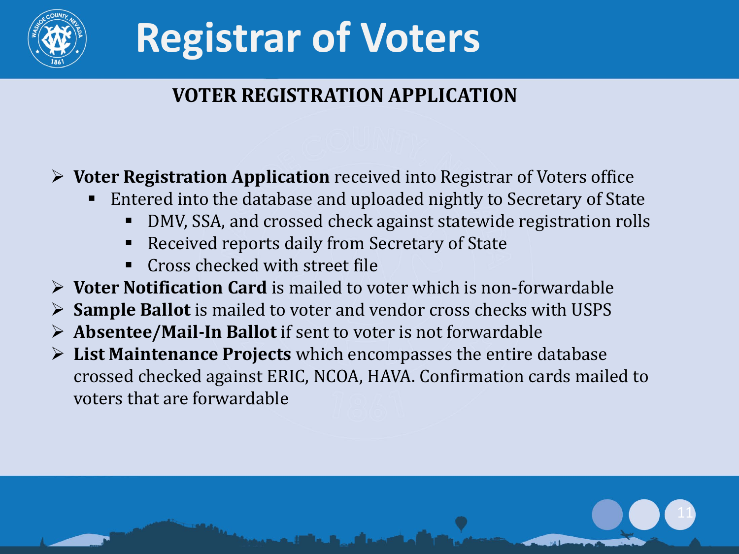# Registrar of Voters

## VOTER REGISTRATION APPLICATION

- **Voter Registration Application** received into Registrar of Voters office
  - Entered into the database and uploaded nightly to Secretary of State
    - DMV, SSA, and crossed check against statewide registration rolls
    - Received reports daily from Secretary of State
    - Cross checked with street file
- **Voter Notification Card** is mailed to voter which is non-forwardable
- **Sample Ballot** is mailed to voter and vendor cross checks with USPS
- **Absentee/Mail-In Ballot** if sent to voter is not forwardable
- **List Maintenance Projects** which encompasses the entire database crossed checked against ERIC, NCOA, HAVA. Confirmation cards mailed to voters that are forwardable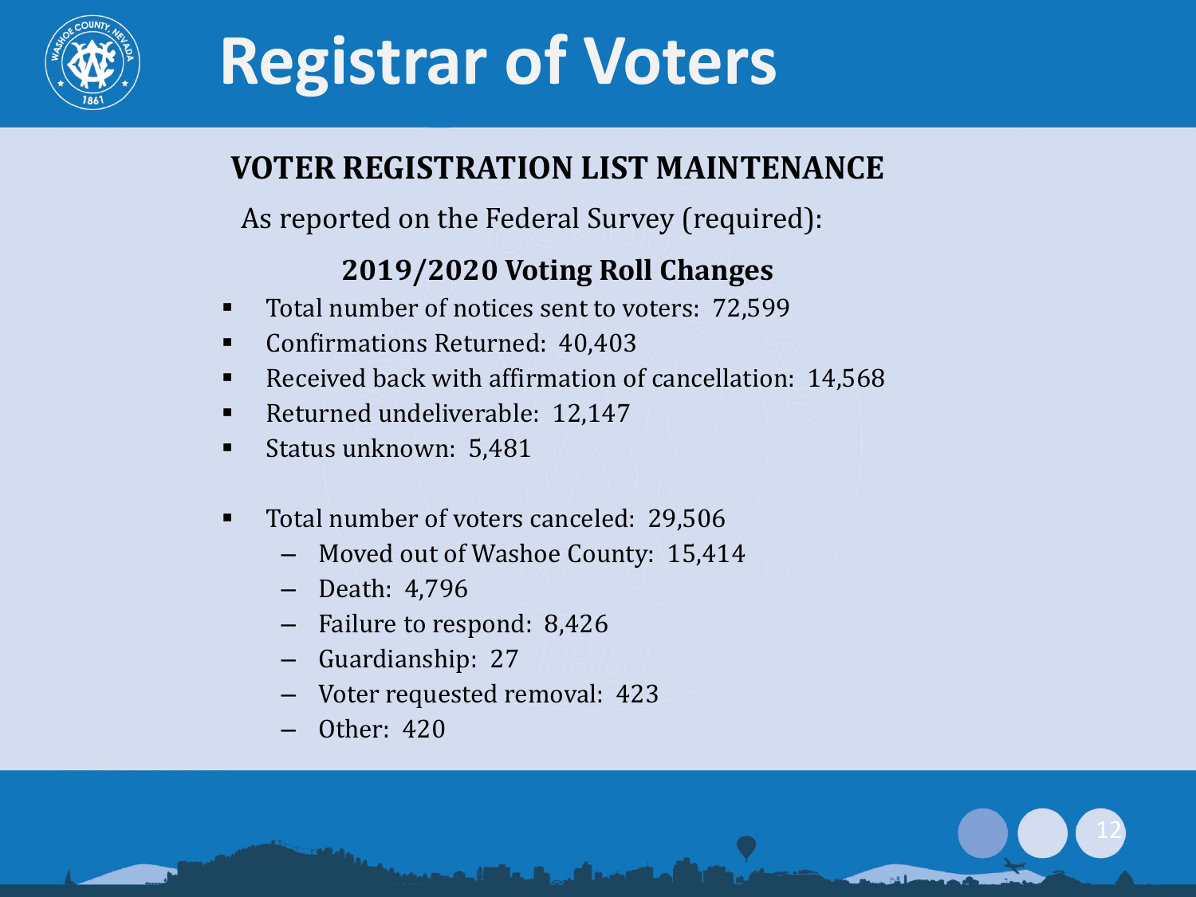# Registrar of Voters

## VOTER REGISTRATION LIST MAINTENANCE

As reported on the Federal Survey (required):

### 2019/2020 Voting Roll Changes

- Total number of notices sent to voters: 72,599
- Confirmations Returned: 40,403
- Received back with affirmation of cancellation: 14,568
- Returned undeliverable: 12,147
- Status unknown: 5,481

- Total number of voters canceled: 29,506
  - Moved out of Washoe County: 15,414
  - Death: 4,796
  - Failure to respond: 8,426
  - Guardianship: 27
  - Voter requested removal: 423
  - Other: 420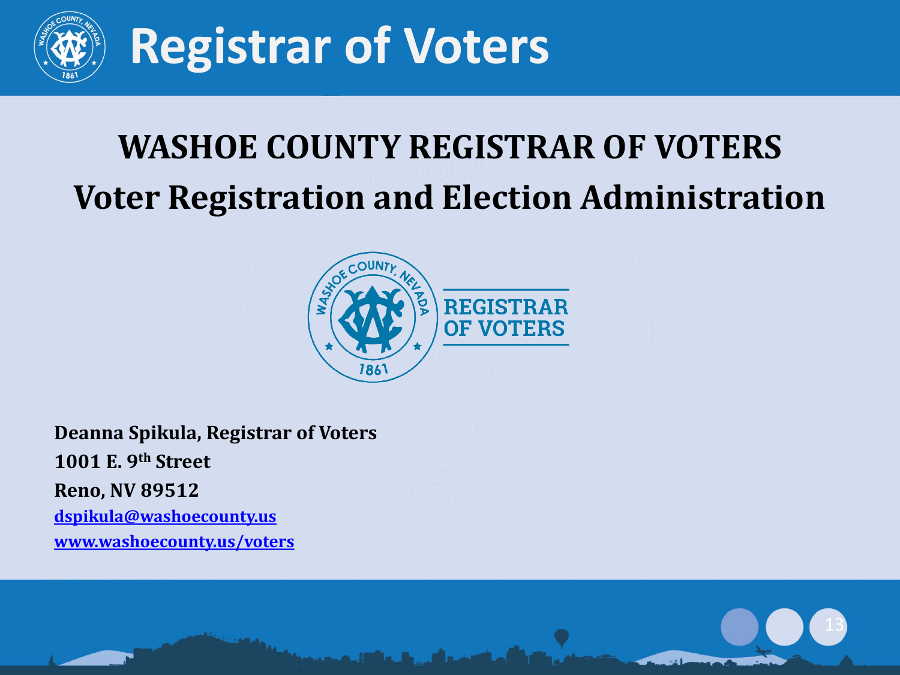# Registrar of Voters

## WASHOE COUNTY REGISTRAR OF VOTERS

## Voter Registration and Election Administration

REGISTRAR OF VOTERS

**Deanna Spikula, Registrar of Voters**

**1001 E. 9th Street**

**Reno, NV 89512**

**dspikula@washoecounty.us**

**www.washoecounty.us/voters**